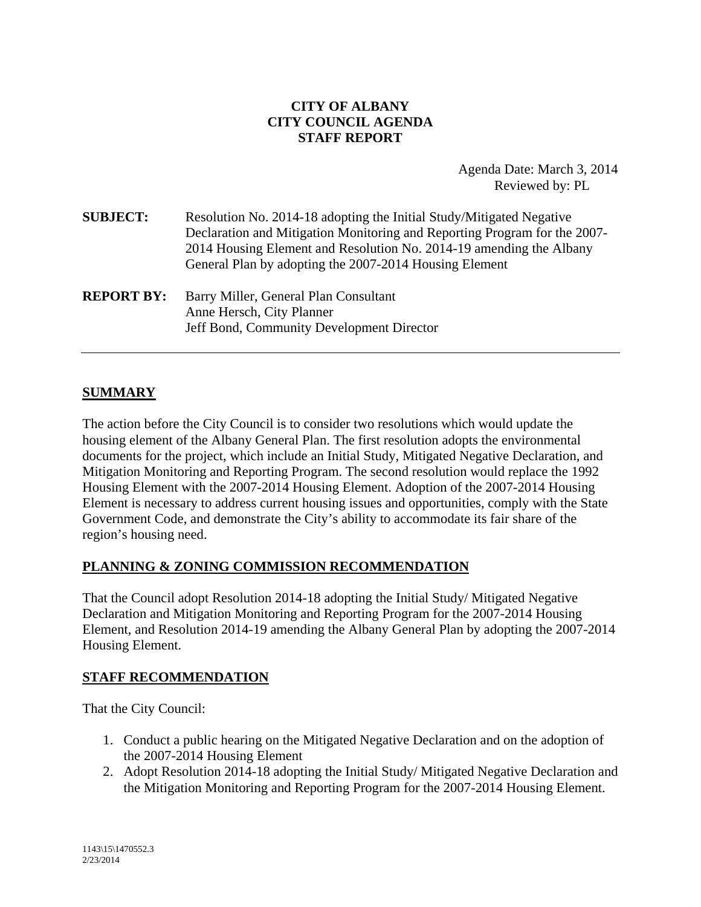**CITY OF ALBANY**
**CITY COUNCIL AGENDA**
**STAFF REPORT**

Agenda Date: March 3, 2014
Reviewed by: PL

**SUBJECT:** Resolution No. 2014-18 adopting the Initial Study/Mitigated Negative Declaration and Mitigation Monitoring and Reporting Program for the 2007-2014 Housing Element and Resolution No. 2014-19 amending the Albany General Plan by adopting the 2007-2014 Housing Element

**REPORT BY:** Barry Miller, General Plan Consultant
Anne Hersch, City Planner
Jeff Bond, Community Development Director

---

## SUMMARY

The action before the City Council is to consider two resolutions which would update the housing element of the Albany General Plan. The first resolution adopts the environmental documents for the project, which include an Initial Study, Mitigated Negative Declaration, and Mitigation Monitoring and Reporting Program. The second resolution would replace the 1992 Housing Element with the 2007-2014 Housing Element. Adoption of the 2007-2014 Housing Element is necessary to address current housing issues and opportunities, comply with the State Government Code, and demonstrate the City's ability to accommodate its fair share of the region's housing need.

## PLANNING & ZONING COMMISSION RECOMMENDATION

That the Council adopt Resolution 2014-18 adopting the Initial Study/ Mitigated Negative Declaration and Mitigation Monitoring and Reporting Program for the 2007-2014 Housing Element, and Resolution 2014-19 amending the Albany General Plan by adopting the 2007-2014 Housing Element.

## STAFF RECOMMENDATION

That the City Council:

1. Conduct a public hearing on the Mitigated Negative Declaration and on the adoption of the 2007-2014 Housing Element
2. Adopt Resolution 2014-18 adopting the Initial Study/ Mitigated Negative Declaration and the Mitigation Monitoring and Reporting Program for the 2007-2014 Housing Element.

1143\15\1470552.3
2/23/2014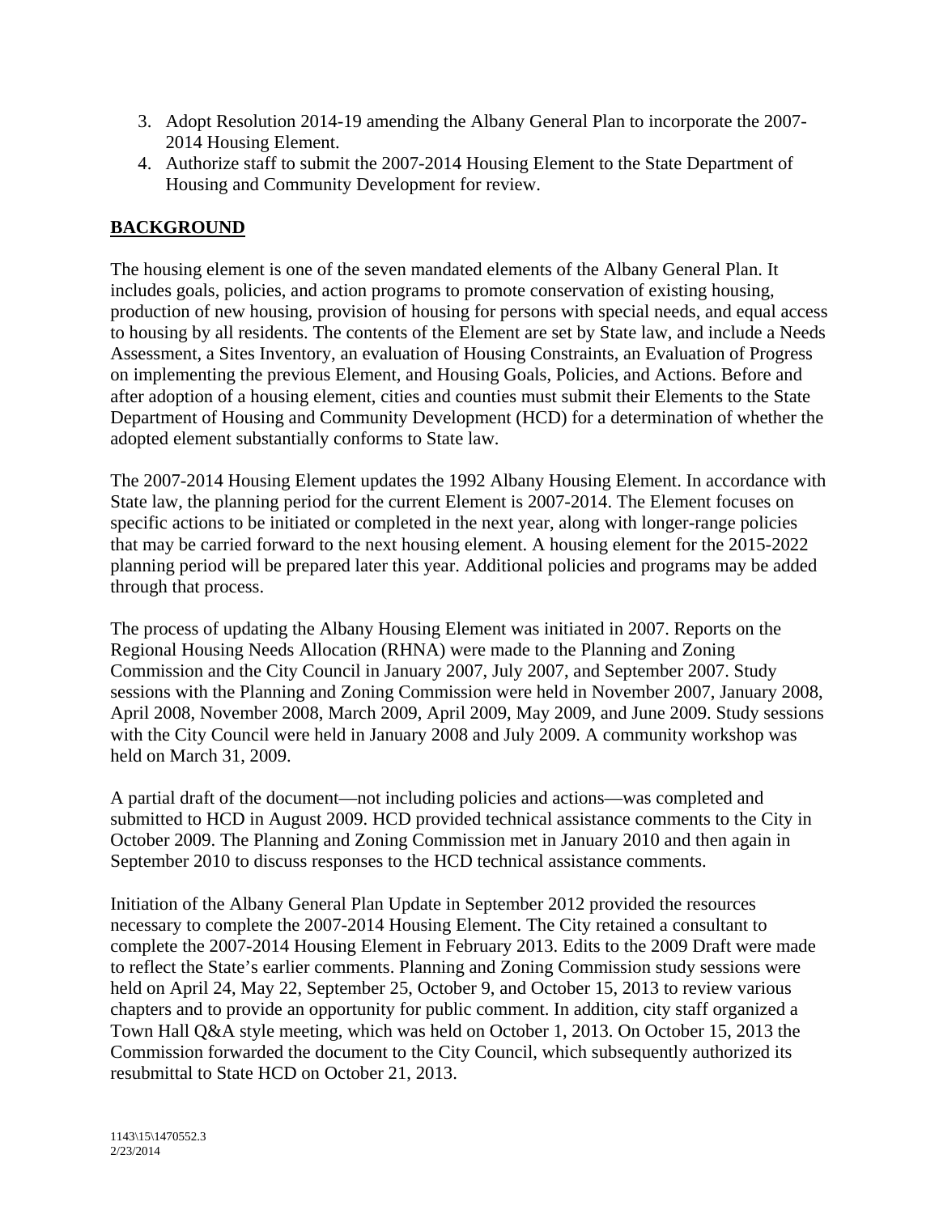3. Adopt Resolution 2014-19 amending the Albany General Plan to incorporate the 2007-2014 Housing Element.
4. Authorize staff to submit the 2007-2014 Housing Element to the State Department of Housing and Community Development for review.

## BACKGROUND

The housing element is one of the seven mandated elements of the Albany General Plan. It includes goals, policies, and action programs to promote conservation of existing housing, production of new housing, provision of housing for persons with special needs, and equal access to housing by all residents. The contents of the Element are set by State law, and include a Needs Assessment, a Sites Inventory, an evaluation of Housing Constraints, an Evaluation of Progress on implementing the previous Element, and Housing Goals, Policies, and Actions. Before and after adoption of a housing element, cities and counties must submit their Elements to the State Department of Housing and Community Development (HCD) for a determination of whether the adopted element substantially conforms to State law.

The 2007-2014 Housing Element updates the 1992 Albany Housing Element. In accordance with State law, the planning period for the current Element is 2007-2014. The Element focuses on specific actions to be initiated or completed in the next year, along with longer-range policies that may be carried forward to the next housing element. A housing element for the 2015-2022 planning period will be prepared later this year. Additional policies and programs may be added through that process.

The process of updating the Albany Housing Element was initiated in 2007. Reports on the Regional Housing Needs Allocation (RHNA) were made to the Planning and Zoning Commission and the City Council in January 2007, July 2007, and September 2007. Study sessions with the Planning and Zoning Commission were held in November 2007, January 2008, April 2008, November 2008, March 2009, April 2009, May 2009, and June 2009. Study sessions with the City Council were held in January 2008 and July 2009. A community workshop was held on March 31, 2009.

A partial draft of the document—not including policies and actions—was completed and submitted to HCD in August 2009. HCD provided technical assistance comments to the City in October 2009. The Planning and Zoning Commission met in January 2010 and then again in September 2010 to discuss responses to the HCD technical assistance comments.

Initiation of the Albany General Plan Update in September 2012 provided the resources necessary to complete the 2007-2014 Housing Element. The City retained a consultant to complete the 2007-2014 Housing Element in February 2013. Edits to the 2009 Draft were made to reflect the State's earlier comments. Planning and Zoning Commission study sessions were held on April 24, May 22, September 25, October 9, and October 15, 2013 to review various chapters and to provide an opportunity for public comment. In addition, city staff organized a Town Hall Q&A style meeting, which was held on October 1, 2013. On October 15, 2013 the Commission forwarded the document to the City Council, which subsequently authorized its resubmittal to State HCD on October 21, 2013.

1143\15\1470552.3
2/23/2014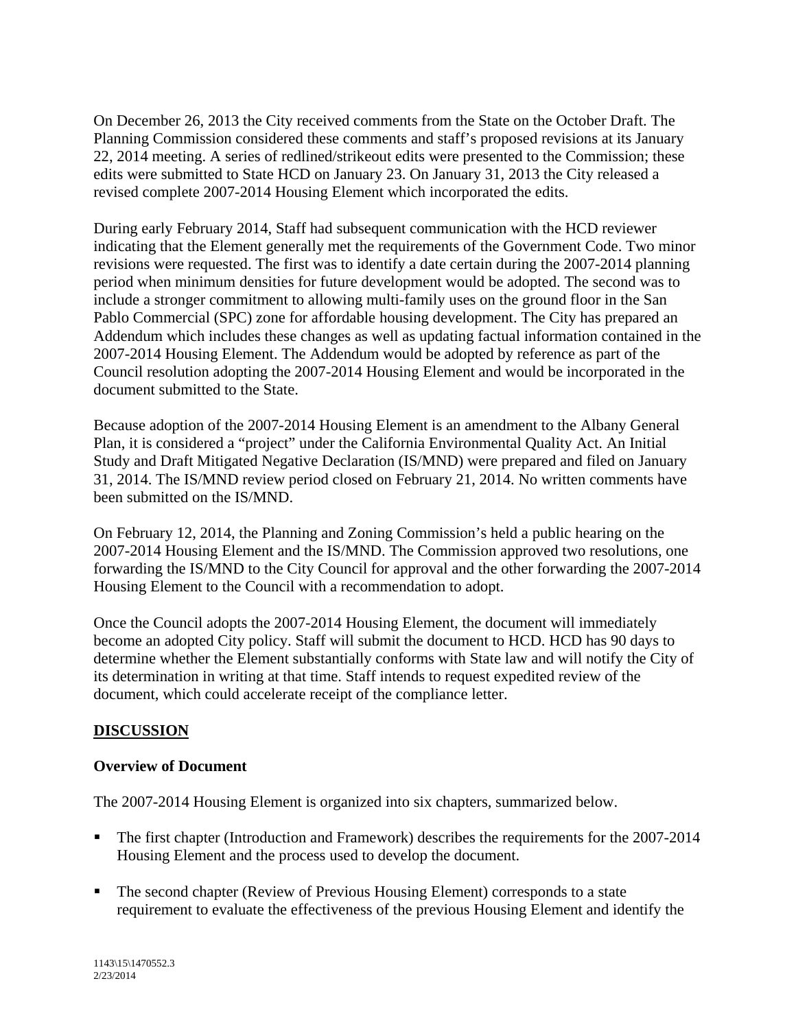On December 26, 2013 the City received comments from the State on the October Draft. The Planning Commission considered these comments and staff's proposed revisions at its January 22, 2014 meeting. A series of redlined/strikeout edits were presented to the Commission; these edits were submitted to State HCD on January 23. On January 31, 2013 the City released a revised complete 2007-2014 Housing Element which incorporated the edits.

During early February 2014, Staff had subsequent communication with the HCD reviewer indicating that the Element generally met the requirements of the Government Code. Two minor revisions were requested. The first was to identify a date certain during the 2007-2014 planning period when minimum densities for future development would be adopted. The second was to include a stronger commitment to allowing multi-family uses on the ground floor in the San Pablo Commercial (SPC) zone for affordable housing development. The City has prepared an Addendum which includes these changes as well as updating factual information contained in the 2007-2014 Housing Element. The Addendum would be adopted by reference as part of the Council resolution adopting the 2007-2014 Housing Element and would be incorporated in the document submitted to the State.

Because adoption of the 2007-2014 Housing Element is an amendment to the Albany General Plan, it is considered a "project" under the California Environmental Quality Act. An Initial Study and Draft Mitigated Negative Declaration (IS/MND) were prepared and filed on January 31, 2014. The IS/MND review period closed on February 21, 2014. No written comments have been submitted on the IS/MND.

On February 12, 2014, the Planning and Zoning Commission's held a public hearing on the 2007-2014 Housing Element and the IS/MND. The Commission approved two resolutions, one forwarding the IS/MND to the City Council for approval and the other forwarding the 2007-2014 Housing Element to the Council with a recommendation to adopt.

Once the Council adopts the 2007-2014 Housing Element, the document will immediately become an adopted City policy. Staff will submit the document to HCD. HCD has 90 days to determine whether the Element substantially conforms with State law and will notify the City of its determination in writing at that time. Staff intends to request expedited review of the document, which could accelerate receipt of the compliance letter.

## DISCUSSION

### Overview of Document

The 2007-2014 Housing Element is organized into six chapters, summarized below.

- The first chapter (Introduction and Framework) describes the requirements for the 2007-2014 Housing Element and the process used to develop the document.
- The second chapter (Review of Previous Housing Element) corresponds to a state requirement to evaluate the effectiveness of the previous Housing Element and identify the

1143\15\1470552.3
2/23/2014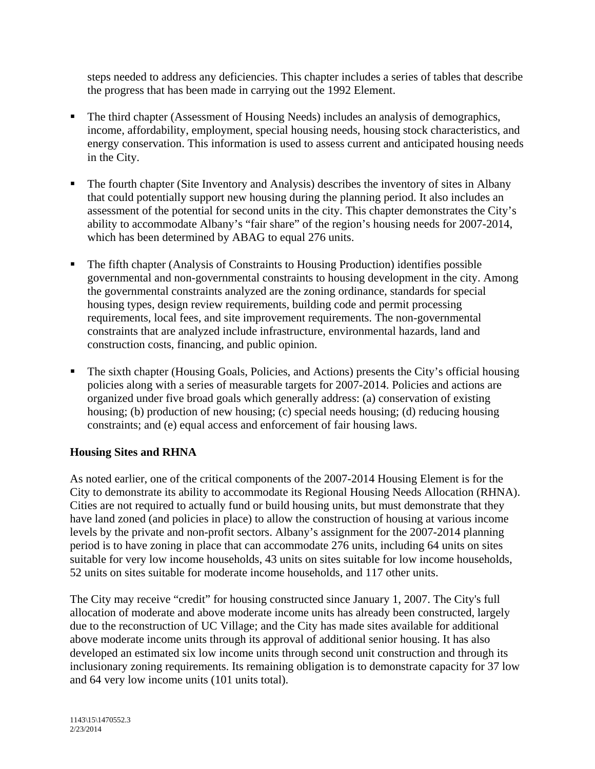steps needed to address any deficiencies. This chapter includes a series of tables that describe the progress that has been made in carrying out the 1992 Element.

- The third chapter (Assessment of Housing Needs) includes an analysis of demographics, income, affordability, employment, special housing needs, housing stock characteristics, and energy conservation. This information is used to assess current and anticipated housing needs in the City.

- The fourth chapter (Site Inventory and Analysis) describes the inventory of sites in Albany that could potentially support new housing during the planning period. It also includes an assessment of the potential for second units in the city. This chapter demonstrates the City's ability to accommodate Albany's "fair share" of the region's housing needs for 2007-2014, which has been determined by ABAG to equal 276 units.

- The fifth chapter (Analysis of Constraints to Housing Production) identifies possible governmental and non-governmental constraints to housing development in the city. Among the governmental constraints analyzed are the zoning ordinance, standards for special housing types, design review requirements, building code and permit processing requirements, local fees, and site improvement requirements. The non-governmental constraints that are analyzed include infrastructure, environmental hazards, land and construction costs, financing, and public opinion.

- The sixth chapter (Housing Goals, Policies, and Actions) presents the City's official housing policies along with a series of measurable targets for 2007-2014. Policies and actions are organized under five broad goals which generally address: (a) conservation of existing housing; (b) production of new housing; (c) special needs housing; (d) reducing housing constraints; and (e) equal access and enforcement of fair housing laws.

**Housing Sites and RHNA**

As noted earlier, one of the critical components of the 2007-2014 Housing Element is for the City to demonstrate its ability to accommodate its Regional Housing Needs Allocation (RHNA). Cities are not required to actually fund or build housing units, but must demonstrate that they have land zoned (and policies in place) to allow the construction of housing at various income levels by the private and non-profit sectors. Albany's assignment for the 2007-2014 planning period is to have zoning in place that can accommodate 276 units, including 64 units on sites suitable for very low income households, 43 units on sites suitable for low income households, 52 units on sites suitable for moderate income households, and 117 other units.

The City may receive "credit" for housing constructed since January 1, 2007. The City's full allocation of moderate and above moderate income units has already been constructed, largely due to the reconstruction of UC Village; and the City has made sites available for additional above moderate income units through its approval of additional senior housing. It has also developed an estimated six low income units through second unit construction and through its inclusionary zoning requirements. Its remaining obligation is to demonstrate capacity for 37 low and 64 very low income units (101 units total).

1143\15\1470552.3
2/23/2014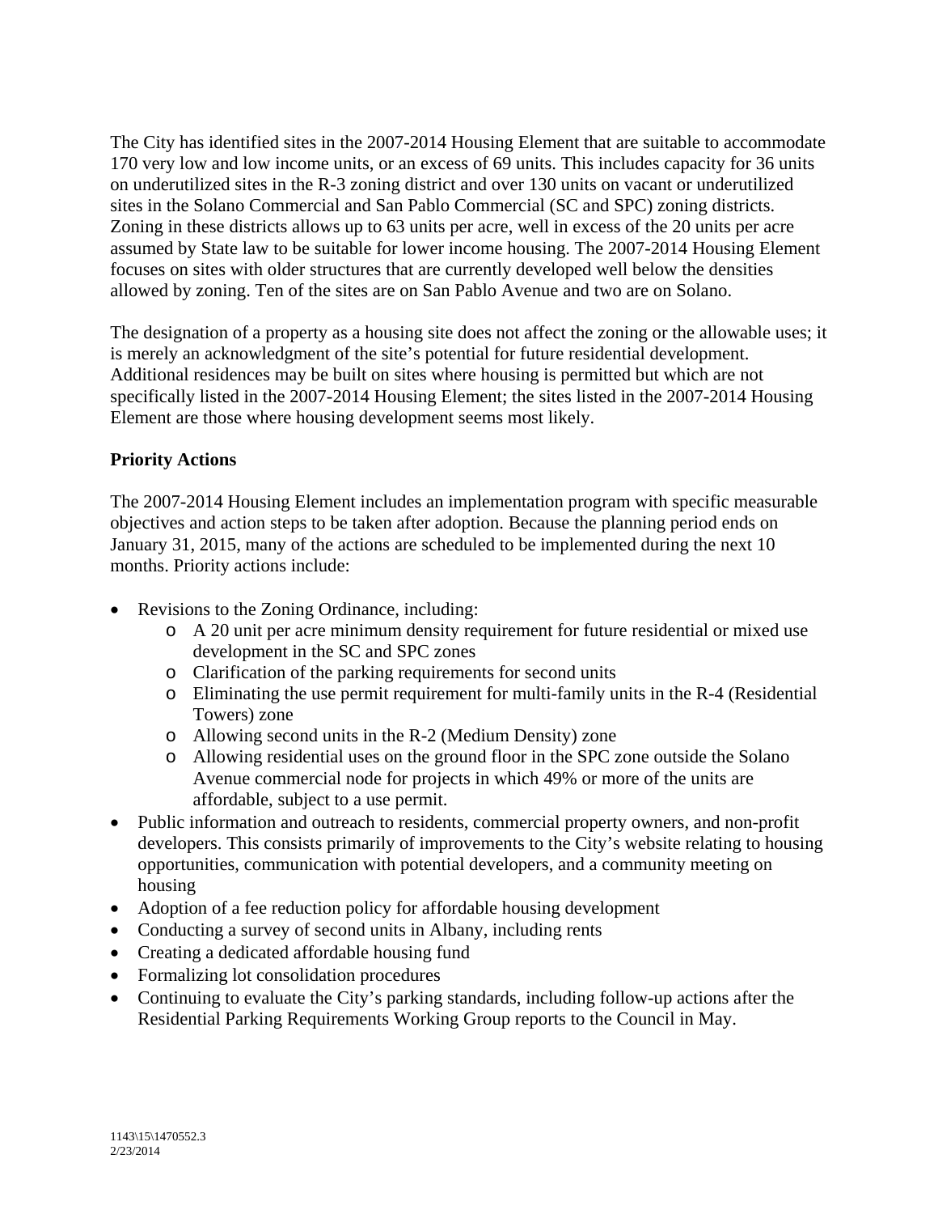The City has identified sites in the 2007-2014 Housing Element that are suitable to accommodate 170 very low and low income units, or an excess of 69 units. This includes capacity for 36 units on underutilized sites in the R-3 zoning district and over 130 units on vacant or underutilized sites in the Solano Commercial and San Pablo Commercial (SC and SPC) zoning districts. Zoning in these districts allows up to 63 units per acre, well in excess of the 20 units per acre assumed by State law to be suitable for lower income housing. The 2007-2014 Housing Element focuses on sites with older structures that are currently developed well below the densities allowed by zoning. Ten of the sites are on San Pablo Avenue and two are on Solano.

The designation of a property as a housing site does not affect the zoning or the allowable uses; it is merely an acknowledgment of the site's potential for future residential development. Additional residences may be built on sites where housing is permitted but which are not specifically listed in the 2007-2014 Housing Element; the sites listed in the 2007-2014 Housing Element are those where housing development seems most likely.

**Priority Actions**

The 2007-2014 Housing Element includes an implementation program with specific measurable objectives and action steps to be taken after adoption. Because the planning period ends on January 31, 2015, many of the actions are scheduled to be implemented during the next 10 months. Priority actions include:

- Revisions to the Zoning Ordinance, including:
  - A 20 unit per acre minimum density requirement for future residential or mixed use development in the SC and SPC zones
  - Clarification of the parking requirements for second units
  - Eliminating the use permit requirement for multi-family units in the R-4 (Residential Towers) zone
  - Allowing second units in the R-2 (Medium Density) zone
  - Allowing residential uses on the ground floor in the SPC zone outside the Solano Avenue commercial node for projects in which 49% or more of the units are affordable, subject to a use permit.
- Public information and outreach to residents, commercial property owners, and non-profit developers. This consists primarily of improvements to the City's website relating to housing opportunities, communication with potential developers, and a community meeting on housing
- Adoption of a fee reduction policy for affordable housing development
- Conducting a survey of second units in Albany, including rents
- Creating a dedicated affordable housing fund
- Formalizing lot consolidation procedures
- Continuing to evaluate the City's parking standards, including follow-up actions after the Residential Parking Requirements Working Group reports to the Council in May.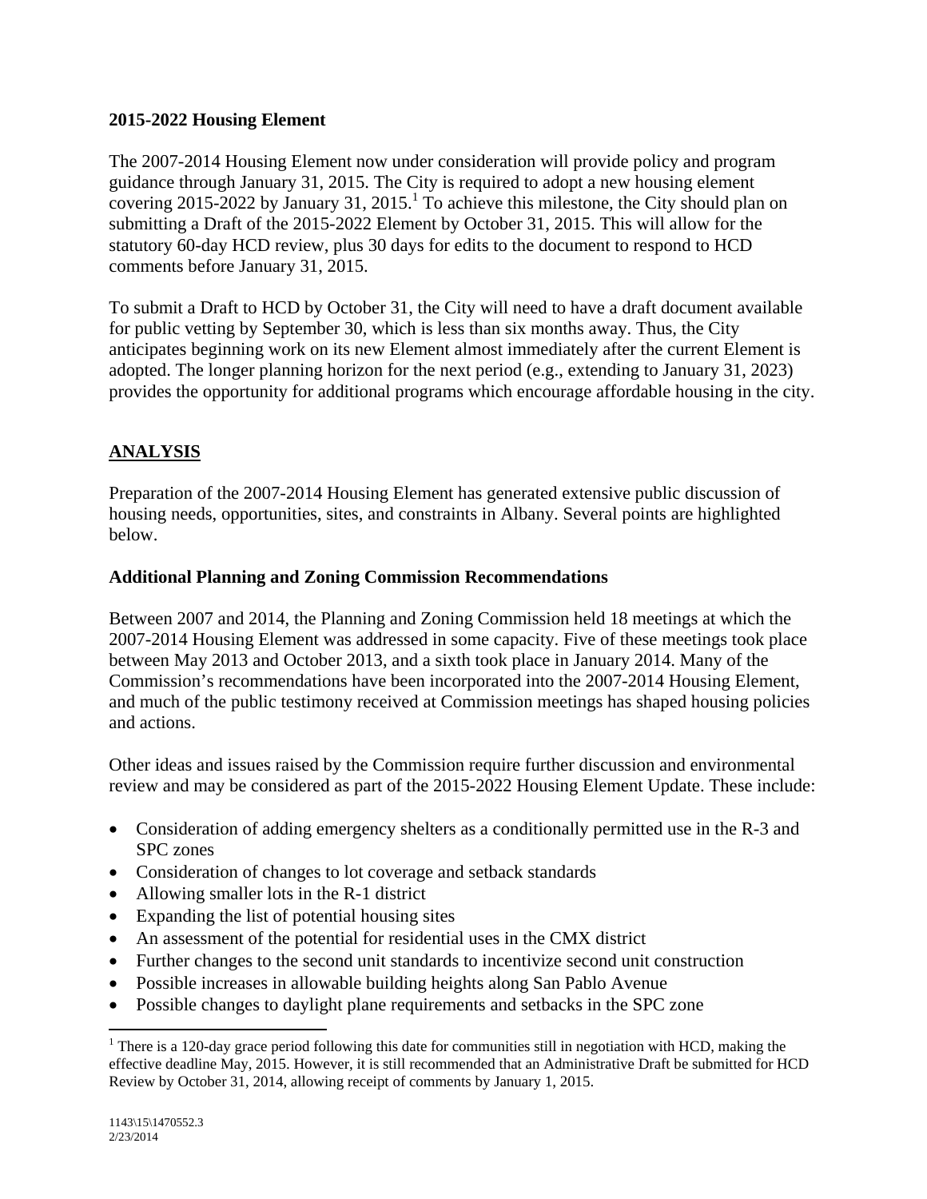**2015-2022 Housing Element**

The 2007-2014 Housing Element now under consideration will provide policy and program guidance through January 31, 2015. The City is required to adopt a new housing element covering 2015-2022 by January 31, 2015.[1] To achieve this milestone, the City should plan on submitting a Draft of the 2015-2022 Element by October 31, 2015. This will allow for the statutory 60-day HCD review, plus 30 days for edits to the document to respond to HCD comments before January 31, 2015.

To submit a Draft to HCD by October 31, the City will need to have a draft document available for public vetting by September 30, which is less than six months away. Thus, the City anticipates beginning work on its new Element almost immediately after the current Element is adopted. The longer planning horizon for the next period (e.g., extending to January 31, 2023) provides the opportunity for additional programs which encourage affordable housing in the city.

## ANALYSIS

Preparation of the 2007-2014 Housing Element has generated extensive public discussion of housing needs, opportunities, sites, and constraints in Albany. Several points are highlighted below.

**Additional Planning and Zoning Commission Recommendations**

Between 2007 and 2014, the Planning and Zoning Commission held 18 meetings at which the 2007-2014 Housing Element was addressed in some capacity. Five of these meetings took place between May 2013 and October 2013, and a sixth took place in January 2014. Many of the Commission's recommendations have been incorporated into the 2007-2014 Housing Element, and much of the public testimony received at Commission meetings has shaped housing policies and actions.

Other ideas and issues raised by the Commission require further discussion and environmental review and may be considered as part of the 2015-2022 Housing Element Update. These include:

- Consideration of adding emergency shelters as a conditionally permitted use in the R-3 and SPC zones
- Consideration of changes to lot coverage and setback standards
- Allowing smaller lots in the R-1 district
- Expanding the list of potential housing sites
- An assessment of the potential for residential uses in the CMX district
- Further changes to the second unit standards to incentivize second unit construction
- Possible increases in allowable building heights along San Pablo Avenue
- Possible changes to daylight plane requirements and setbacks in the SPC zone

[1] There is a 120-day grace period following this date for communities still in negotiation with HCD, making the effective deadline May, 2015. However, it is still recommended that an Administrative Draft be submitted for HCD Review by October 31, 2014, allowing receipt of comments by January 1, 2015.

1143\15\1470552.3
2/23/2014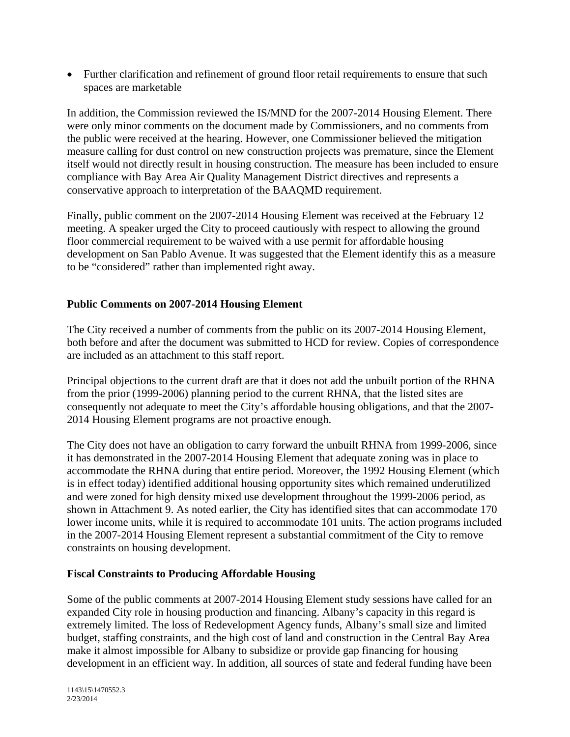- Further clarification and refinement of ground floor retail requirements to ensure that such spaces are marketable

In addition, the Commission reviewed the IS/MND for the 2007-2014 Housing Element. There were only minor comments on the document made by Commissioners, and no comments from the public were received at the hearing. However, one Commissioner believed the mitigation measure calling for dust control on new construction projects was premature, since the Element itself would not directly result in housing construction. The measure has been included to ensure compliance with Bay Area Air Quality Management District directives and represents a conservative approach to interpretation of the BAAQMD requirement.

Finally, public comment on the 2007-2014 Housing Element was received at the February 12 meeting. A speaker urged the City to proceed cautiously with respect to allowing the ground floor commercial requirement to be waived with a use permit for affordable housing development on San Pablo Avenue. It was suggested that the Element identify this as a measure to be "considered" rather than implemented right away.

**Public Comments on 2007-2014 Housing Element**

The City received a number of comments from the public on its 2007-2014 Housing Element, both before and after the document was submitted to HCD for review. Copies of correspondence are included as an attachment to this staff report.

Principal objections to the current draft are that it does not add the unbuilt portion of the RHNA from the prior (1999-2006) planning period to the current RHNA, that the listed sites are consequently not adequate to meet the City's affordable housing obligations, and that the 2007-2014 Housing Element programs are not proactive enough.

The City does not have an obligation to carry forward the unbuilt RHNA from 1999-2006, since it has demonstrated in the 2007-2014 Housing Element that adequate zoning was in place to accommodate the RHNA during that entire period. Moreover, the 1992 Housing Element (which is in effect today) identified additional housing opportunity sites which remained underutilized and were zoned for high density mixed use development throughout the 1999-2006 period, as shown in Attachment 9. As noted earlier, the City has identified sites that can accommodate 170 lower income units, while it is required to accommodate 101 units. The action programs included in the 2007-2014 Housing Element represent a substantial commitment of the City to remove constraints on housing development.

**Fiscal Constraints to Producing Affordable Housing**

Some of the public comments at 2007-2014 Housing Element study sessions have called for an expanded City role in housing production and financing. Albany's capacity in this regard is extremely limited. The loss of Redevelopment Agency funds, Albany's small size and limited budget, staffing constraints, and the high cost of land and construction in the Central Bay Area make it almost impossible for Albany to subsidize or provide gap financing for housing development in an efficient way. In addition, all sources of state and federal funding have been

1143\15\1470552.3
2/23/2014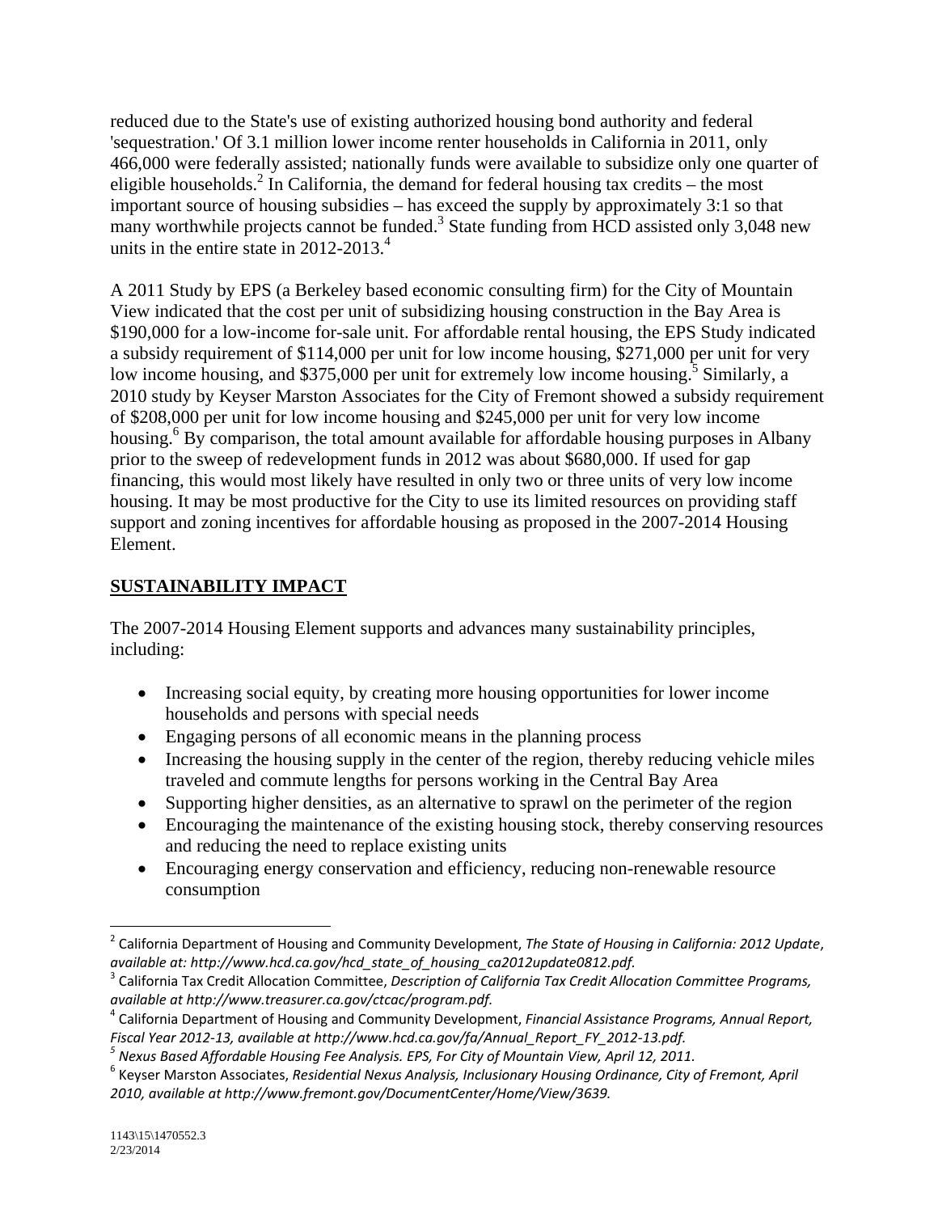reduced due to the State's use of existing authorized housing bond authority and federal 'sequestration.' Of 3.1 million lower income renter households in California in 2011, only 466,000 were federally assisted; nationally funds were available to subsidize only one quarter of eligible households.[2] In California, the demand for federal housing tax credits – the most important source of housing subsidies – has exceed the supply by approximately 3:1 so that many worthwhile projects cannot be funded.[3] State funding from HCD assisted only 3,048 new units in the entire state in 2012-2013.[4]

A 2011 Study by EPS (a Berkeley based economic consulting firm) for the City of Mountain View indicated that the cost per unit of subsidizing housing construction in the Bay Area is $190,000 for a low-income for-sale unit. For affordable rental housing, the EPS Study indicated a subsidy requirement of $114,000 per unit for low income housing, $271,000 per unit for very low income housing, and $375,000 per unit for extremely low income housing.[5] Similarly, a 2010 study by Keyser Marston Associates for the City of Fremont showed a subsidy requirement of $208,000 per unit for low income housing and $245,000 per unit for very low income housing.[6] By comparison, the total amount available for affordable housing purposes in Albany prior to the sweep of redevelopment funds in 2012 was about $680,000. If used for gap financing, this would most likely have resulted in only two or three units of very low income housing. It may be most productive for the City to use its limited resources on providing staff support and zoning incentives for affordable housing as proposed in the 2007-2014 Housing Element.

## SUSTAINABILITY IMPACT

The 2007-2014 Housing Element supports and advances many sustainability principles, including:

- Increasing social equity, by creating more housing opportunities for lower income households and persons with special needs
- Engaging persons of all economic means in the planning process
- Increasing the housing supply in the center of the region, thereby reducing vehicle miles traveled and commute lengths for persons working in the Central Bay Area
- Supporting higher densities, as an alternative to sprawl on the perimeter of the region
- Encouraging the maintenance of the existing housing stock, thereby conserving resources and reducing the need to replace existing units
- Encouraging energy conservation and efficiency, reducing non-renewable resource consumption

---

[2] California Department of Housing and Community Development, *The State of Housing in California: 2012 Update, available at: http://www.hcd.ca.gov/hcd_state_of_housing_ca2012update0812.pdf.*

[3] California Tax Credit Allocation Committee, *Description of California Tax Credit Allocation Committee Programs, available at http://www.treasurer.ca.gov/ctcac/program.pdf.*

[4] California Department of Housing and Community Development, *Financial Assistance Programs, Annual Report, Fiscal Year 2012-13, available at http://www.hcd.ca.gov/fa/Annual_Report_FY_2012-13.pdf.*

[5] *Nexus Based Affordable Housing Fee Analysis. EPS, For City of Mountain View, April 12, 2011.*

[6] Keyser Marston Associates, *Residential Nexus Analysis, Inclusionary Housing Ordinance, City of Fremont, April 2010, available at http://www.fremont.gov/DocumentCenter/Home/View/3639.*

1143\15\1470552.3
2/23/2014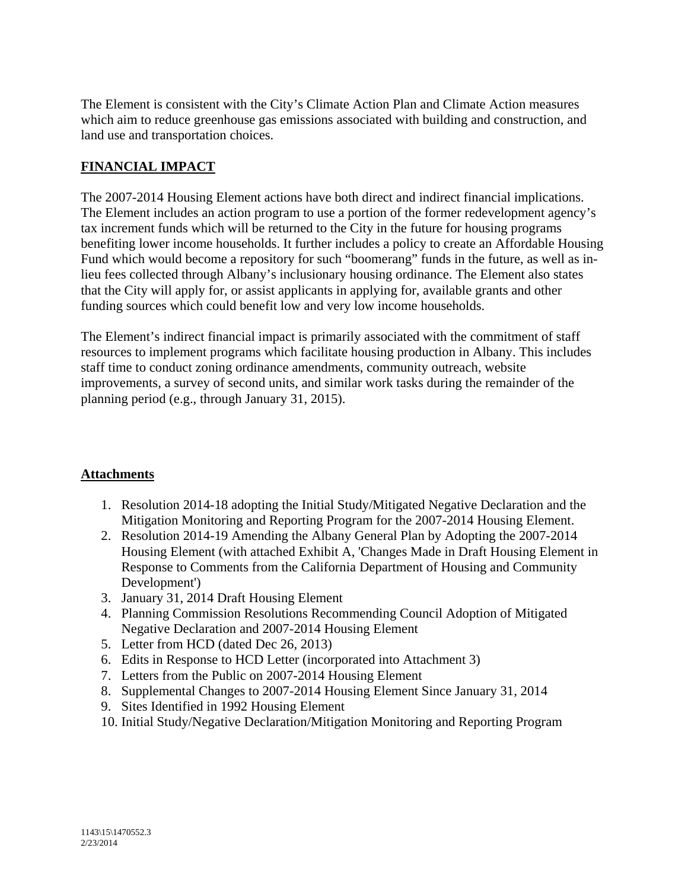The Element is consistent with the City's Climate Action Plan and Climate Action measures which aim to reduce greenhouse gas emissions associated with building and construction, and land use and transportation choices.

## FINANCIAL IMPACT

The 2007-2014 Housing Element actions have both direct and indirect financial implications. The Element includes an action program to use a portion of the former redevelopment agency's tax increment funds which will be returned to the City in the future for housing programs benefiting lower income households. It further includes a policy to create an Affordable Housing Fund which would become a repository for such "boomerang" funds in the future, as well as in-lieu fees collected through Albany's inclusionary housing ordinance. The Element also states that the City will apply for, or assist applicants in applying for, available grants and other funding sources which could benefit low and very low income households.

The Element's indirect financial impact is primarily associated with the commitment of staff resources to implement programs which facilitate housing production in Albany. This includes staff time to conduct zoning ordinance amendments, community outreach, website improvements, a survey of second units, and similar work tasks during the remainder of the planning period (e.g., through January 31, 2015).

## Attachments

1. Resolution 2014-18 adopting the Initial Study/Mitigated Negative Declaration and the Mitigation Monitoring and Reporting Program for the 2007-2014 Housing Element.
2. Resolution 2014-19 Amending the Albany General Plan by Adopting the 2007-2014 Housing Element (with attached Exhibit A, 'Changes Made in Draft Housing Element in Response to Comments from the California Department of Housing and Community Development')
3. January 31, 2014 Draft Housing Element
4. Planning Commission Resolutions Recommending Council Adoption of Mitigated Negative Declaration and 2007-2014 Housing Element
5. Letter from HCD (dated Dec 26, 2013)
6. Edits in Response to HCD Letter (incorporated into Attachment 3)
7. Letters from the Public on 2007-2014 Housing Element
8. Supplemental Changes to 2007-2014 Housing Element Since January 31, 2014
9. Sites Identified in 1992 Housing Element
10. Initial Study/Negative Declaration/Mitigation Monitoring and Reporting Program

1143\15\1470552.3
2/23/2014